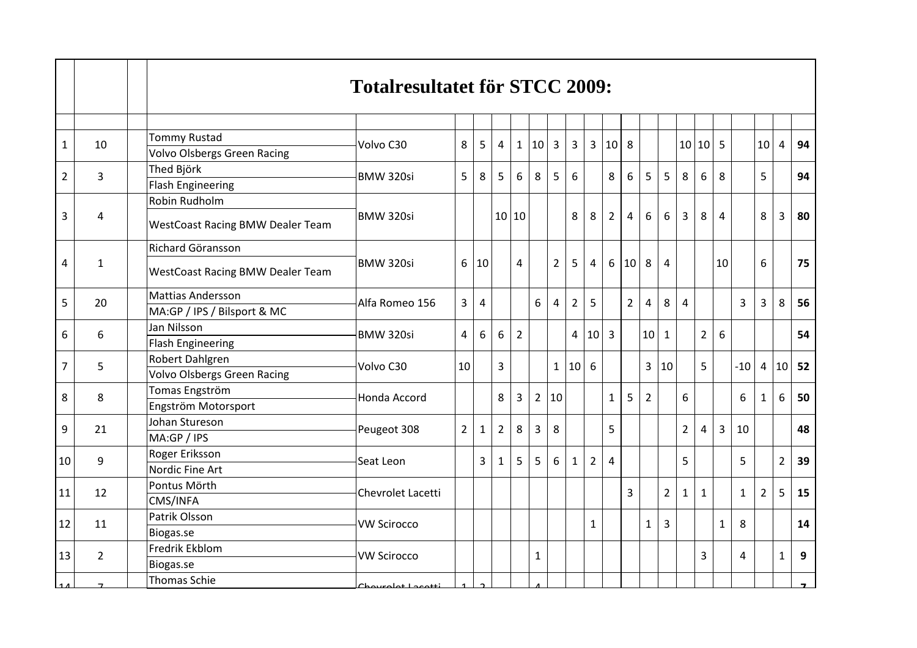# Totalresultatet för STCC 2009:

| | | | | | | | | | | | | | | | | | | | | | |
|---|---|---|---|---|---|---|---|---|---|---|---|---|---|---|---|---|---|---|---|---|---|
| 1 | 10 | Tommy Rustad<br>Volvo Olsbergs Green Racing | Volvo C30 | 8 | 5 | 4 | 1 | 10 | 3 | 3 | 3 | 10 | 8 | | | 10 | 10 | 5 | | 10 | 4 | **94** |
| 2 | 3 | Thed Björk<br>Flash Engineering | BMW 320si | 5 | 8 | 5 | 6 | 8 | 5 | 6 | | 8 | 6 | 5 | 5 | 8 | 6 | 8 | | 5 | | **94** |
| 3 | 4 | Robin Rudholm<br>WestCoast Racing BMW Dealer Team | BMW 320si | | | 10 | 10 | | | 8 | 8 | 2 | 4 | 6 | 6 | 3 | 8 | 4 | | 8 | 3 | **80** |
| 4 | 1 | Richard Göransson<br>WestCoast Racing BMW Dealer Team | BMW 320si | 6 | 10 | | 4 | | 2 | 5 | 4 | 6 | 10 | 8 | 4 | | | 10 | | 6 | | **75** |
| 5 | 20 | Mattias Andersson<br>MA:GP / IPS / Bilsport & MC | Alfa Romeo 156 | 3 | 4 | | | 6 | 4 | 2 | 5 | | 2 | 4 | 8 | 4 | | | 3 | 3 | 8 | **56** |
| 6 | 6 | Jan Nilsson<br>Flash Engineering | BMW 320si | 4 | 6 | 6 | 2 | | | 4 | 10 | 3 | | 10 | 1 | | 2 | 6 | | | | **54** |
| 7 | 5 | Robert Dahlgren<br>Volvo Olsbergs Green Racing | Volvo C30 | 10 | | 3 | | | 1 | 10 | 6 | | | 3 | 10 | | 5 | | -10 | 4 | 10 | **52** |
| 8 | 8 | Tomas Engström<br>Engström Motorsport | Honda Accord | | | 8 | 3 | 2 | 10 | | | 1 | 5 | 2 | | 6 | | | 6 | 1 | 6 | **50** |
| 9 | 21 | Johan Stureson<br>MA:GP / IPS | Peugeot 308 | 2 | 1 | 2 | 8 | 3 | 8 | | | 5 | | | | 2 | 4 | 3 | 10 | | | **48** |
| 10 | 9 | Roger Eriksson<br>Nordic Fine Art | Seat Leon | | 3 | 1 | 5 | 5 | 6 | 1 | 2 | 4 | | | | 5 | | | 5 | | 2 | **39** |
| 11 | 12 | Pontus Mörth<br>CMS/INFA | Chevrolet Lacetti | | | | | | | | | | 3 | | 2 | 1 | 1 | | 1 | 2 | 5 | **15** |
| 12 | 11 | Patrik Olsson<br>Biogas.se | VW Scirocco | | | | | | | | 1 | | | 1 | 3 | | | 1 | 8 | | | **14** |
| 13 | 2 | Fredrik Ekblom<br>Biogas.se | VW Scirocco | | | | | 1 | | | | | | | | | 3 | | 4 | | 1 | **9** |
| 14 | 7 | Thomas Schie | Chevrolet Lacetti | 1 | 2 | | | 4 | | | | | | | | | | | | | | **7** |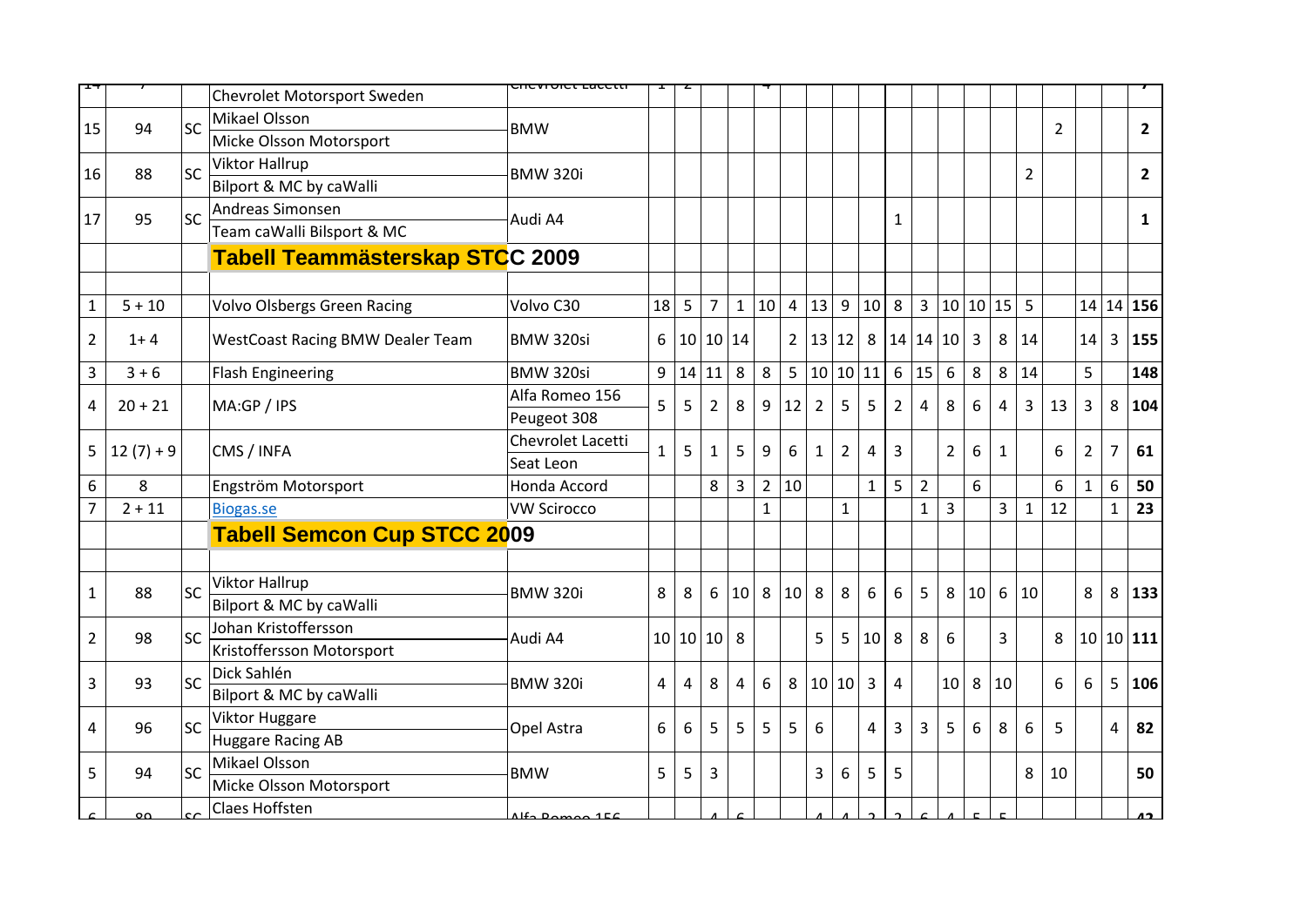| | | | | | | | | | | | | | | | | | | | | | | | |
|---|---|---|---|---|---|---|---|---|---|---|---|---|---|---|---|---|---|---|---|---|---|---|---|
| 14 | 7 | | Chevrolet Motorsport Sweden | Chevrolet Lacetti | 1 | 2 | | | 4 | | | | | | | | | | | | | | 7 |
| 15 | 94 | SC | Mikael Olsson<br>Micke Olsson Motorsport | BMW | | | | | | | | | | | | | | | | 2 | | | 2 |
| 16 | 88 | SC | Viktor Hallrup<br>Bilport & MC by caWalli | BMW 320i | | | | | | | | | | | | | | | 2 | | | | 2 |
| 17 | 95 | SC | Andreas Simonsen<br>Team caWalli Bilsport & MC | Audi A4 | | | | | | | | | | 1 | | | | | | | | | 1 |

## Tabell Teammästerskap STCC 2009

| | | | | | | | | | | | | | | | | | | | | | | |
|---|---|---|---|---|---|---|---|---|---|---|---|---|---|---|---|---|---|---|---|---|---|---|
| 1 | 5 + 10 | Volvo Olsbergs Green Racing | Volvo C30 | 18 | 5 | 7 | 1 | 10 | 4 | 13 | 9 | 10 | 8 | 3 | 10 | 10 | 15 | 5 | | 14 | 14 | **156** |
| 2 | 1+ 4 | WestCoast Racing BMW Dealer Team | BMW 320si | 6 | 10 | 10 | 14 | | 2 | 13 | 12 | 8 | 14 | 14 | 10 | 3 | 8 | 14 | | 14 | 3 | **155** |
| 3 | 3 + 6 | Flash Engineering | BMW 320si | 9 | 14 | 11 | 8 | 8 | 5 | 10 | 10 | 11 | 6 | 15 | 6 | 8 | 8 | 14 | | 5 | | **148** |
| 4 | 20 + 21 | MA:GP / IPS | Alfa Romeo 156<br>Peugeot 308 | 5 | 5 | 2 | 8 | 9 | 12 | 2 | 5 | 5 | 2 | 4 | 8 | 6 | 4 | 3 | 13 | 3 | 8 | **104** |
| 5 | 12 (7) + 9 | CMS / INFA | Chevrolet Lacetti<br>Seat Leon | 1 | 5 | 1 | 5 | 9 | 6 | 1 | 2 | 4 | 3 | | 2 | 6 | 1 | | 6 | 2 | 7 | **61** |
| 6 | 8 | Engström Motorsport | Honda Accord | | | 8 | 3 | 2 | 10 | | | 1 | 5 | 2 | | 6 | | | 6 | 1 | 6 | **50** |
| 7 | 2 + 11 | Biogas.se | VW Scirocco | | | | | 1 | | | 1 | | | 1 | 3 | | 3 | 1 | 12 | | 1 | **23** |

## Tabell Semcon Cup STCC 2009

| | | | | | | | | | | | | | | | | | | | | | | | |
|---|---|---|---|---|---|---|---|---|---|---|---|---|---|---|---|---|---|---|---|---|---|---|---|
| 1 | 88 | SC | Viktor Hallrup<br>Bilport & MC by caWalli | BMW 320i | 8 | 8 | 6 | 10 | 8 | 10 | 8 | 8 | 6 | 6 | 5 | 8 | 10 | 6 | 10 | | 8 | 8 | **133** |
| 2 | 98 | SC | Johan Kristoffersson<br>Kristoffersson Motorsport | Audi A4 | 10 | 10 | 10 | 8 | | | 5 | 5 | 10 | 8 | 8 | 6 | | 3 | | 8 | 10 | 10 | **111** |
| 3 | 93 | SC | Dick Sahlén<br>Bilport & MC by caWalli | BMW 320i | 4 | 4 | 8 | 4 | 6 | 8 | 10 | 10 | 3 | 4 | | 10 | 8 | 10 | | 6 | 6 | 5 | **106** |
| 4 | 96 | SC | Viktor Huggare<br>Huggare Racing AB | Opel Astra | 6 | 6 | 5 | 5 | 5 | 5 | 6 | | 4 | 3 | 3 | 5 | 6 | 8 | 6 | 5 | | 4 | **82** |
| 5 | 94 | SC | Mikael Olsson<br>Micke Olsson Motorsport | BMW | 5 | 5 | 3 | | | | 3 | 6 | 5 | 5 | | | | | 8 | 10 | | | **50** |
| 6 | 89 | SC | Claes Hoffsten | Alfa Romeo 156 | | | 4 | 6 | | | 4 | 4 | 2 | 2 | 6 | 4 | 5 | 5 | | | | | **42** |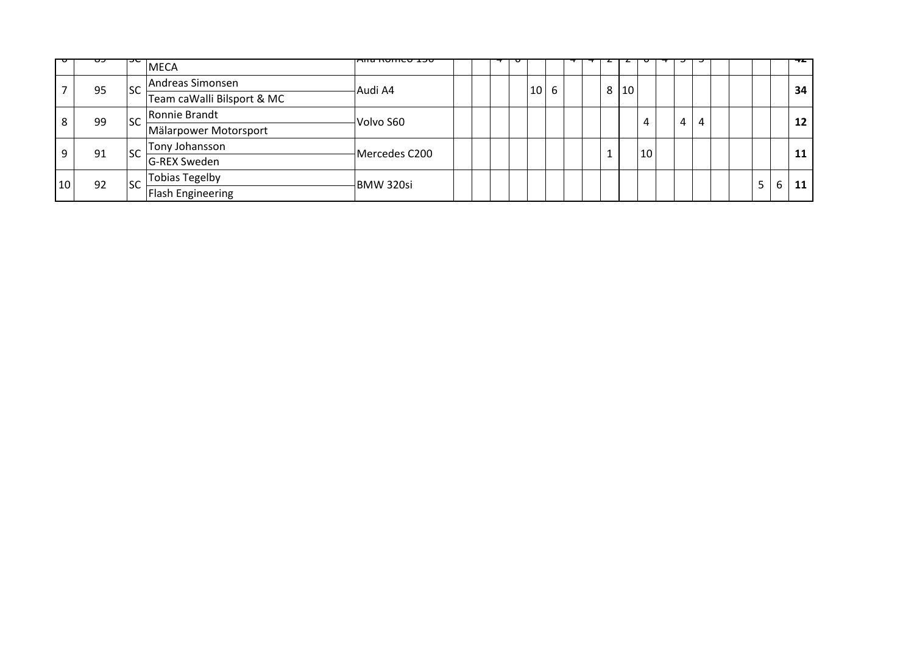| | | | | | | | | | | | | | | | | | | | | | | | |
|---|---|---|---|---|---|---|---|---|---|---|---|---|---|---|---|---|---|---|---|---|---|---|---|
| 6 | 89 | SC | | Alfa Romeo 156 | | | 4 | 6 | | | 4 | 4 | 2 | 2 | 6 | 4 | 5 | 5 | | | | | 42 |
| | | | MECA | | | | | | | | | | | | | | | | | | | | |
| 7 | 95 | SC | Andreas Simonsen | Audi A4 | | | | | 10 | 6 | | | 8 | 10 | | | | | | | | | 34 |
| | | | Team caWalli Bilsport & MC | | | | | | | | | | | | | | | | | | | | |
| 8 | 99 | SC | Ronnie Brandt | Volvo S60 | | | | | | | | | | | 4 | | 4 | 4 | | | | | 12 |
| | | | Mälarpower Motorsport | | | | | | | | | | | | | | | | | | | | |
| 9 | 91 | SC | Tony Johansson | Mercedes C200 | | | | | | | | | 1 | | 10 | | | | | | | | 11 |
| | | | G-REX Sweden | | | | | | | | | | | | | | | | | | | | |
| 10 | 92 | SC | Tobias Tegelby | BMW 320si | | | | | | | | | | | | | | | | | 5 | 6 | 11 |
| | | | Flash Engineering | | | | | | | | | | | | | | | | | | | | |